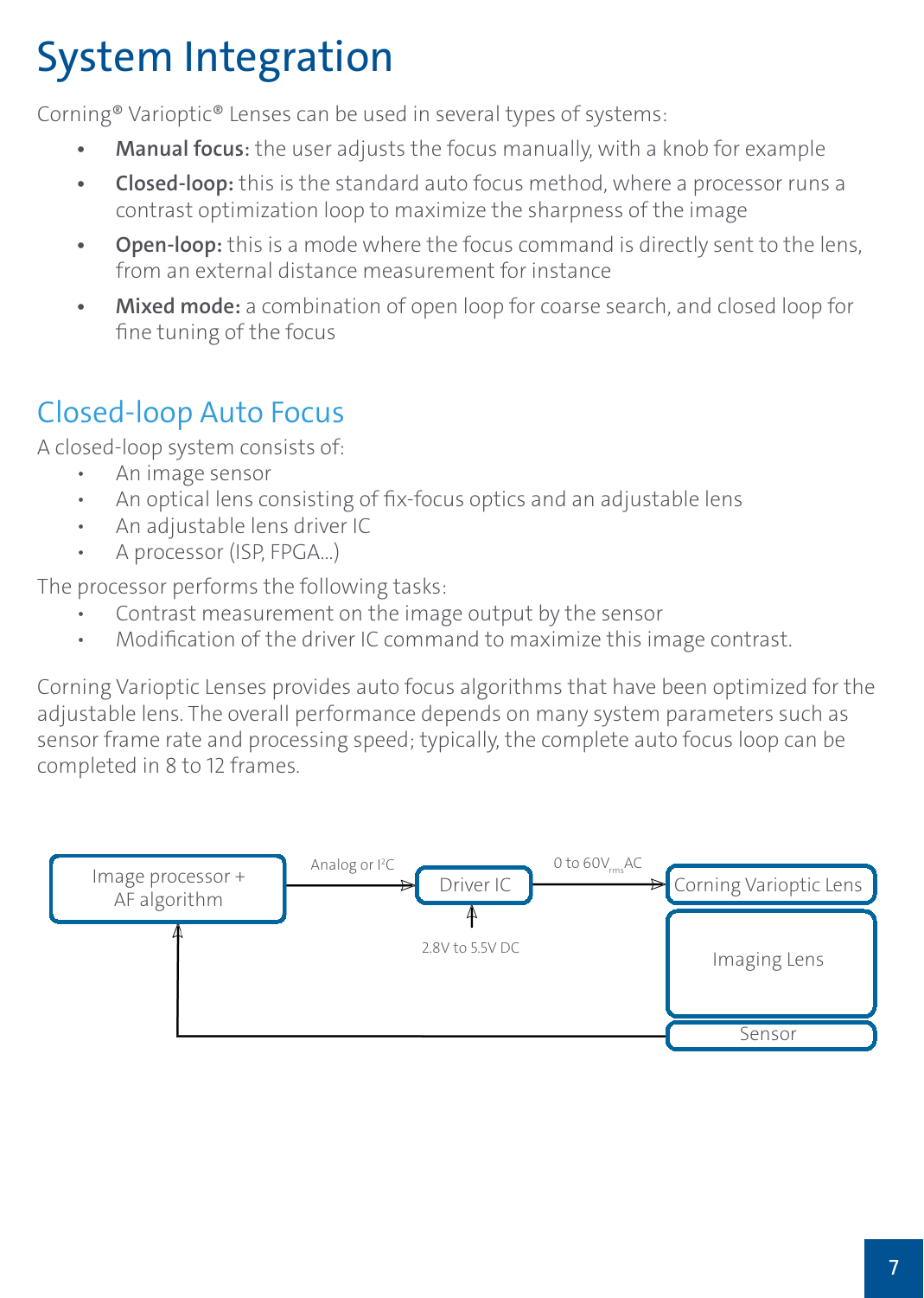# System Integration

Corning® Varioptic® Lenses can be used in several types of systems:

- **Manual focus:** the user adjusts the focus manually, with a knob for example
- **Closed-loop:** this is the standard auto focus method, where a processor runs a contrast optimization loop to maximize the sharpness of the image
- **Open-loop:** this is a mode where the focus command is directly sent to the lens, from an external distance measurement for instance
- **Mixed mode:** a combination of open loop for coarse search, and closed loop for fine tuning of the focus

## Closed-loop Auto Focus

A closed-loop system consists of:

- An image sensor
- An optical lens consisting of fix-focus optics and an adjustable lens
- An adjustable lens driver IC
- A processor (ISP, FPGA...)

The processor performs the following tasks:

- Contrast measurement on the image output by the sensor
- Modification of the driver IC command to maximize this image contrast.

Corning Varioptic Lenses provides auto focus algorithms that have been optimized for the adjustable lens. The overall performance depends on many system parameters such as sensor frame rate and processing speed; typically, the complete auto focus loop can be completed in 8 to 12 frames.

Image processor + AF algorithm → (Analog or I²C) → Driver IC → (0 to 60$V_{rms}$AC) → Corning Varioptic Lens

Driver IC supply: 2.8V to 5.5V DC

Corning Varioptic Lens / Imaging Lens / Sensor → Image processor + AF algorithm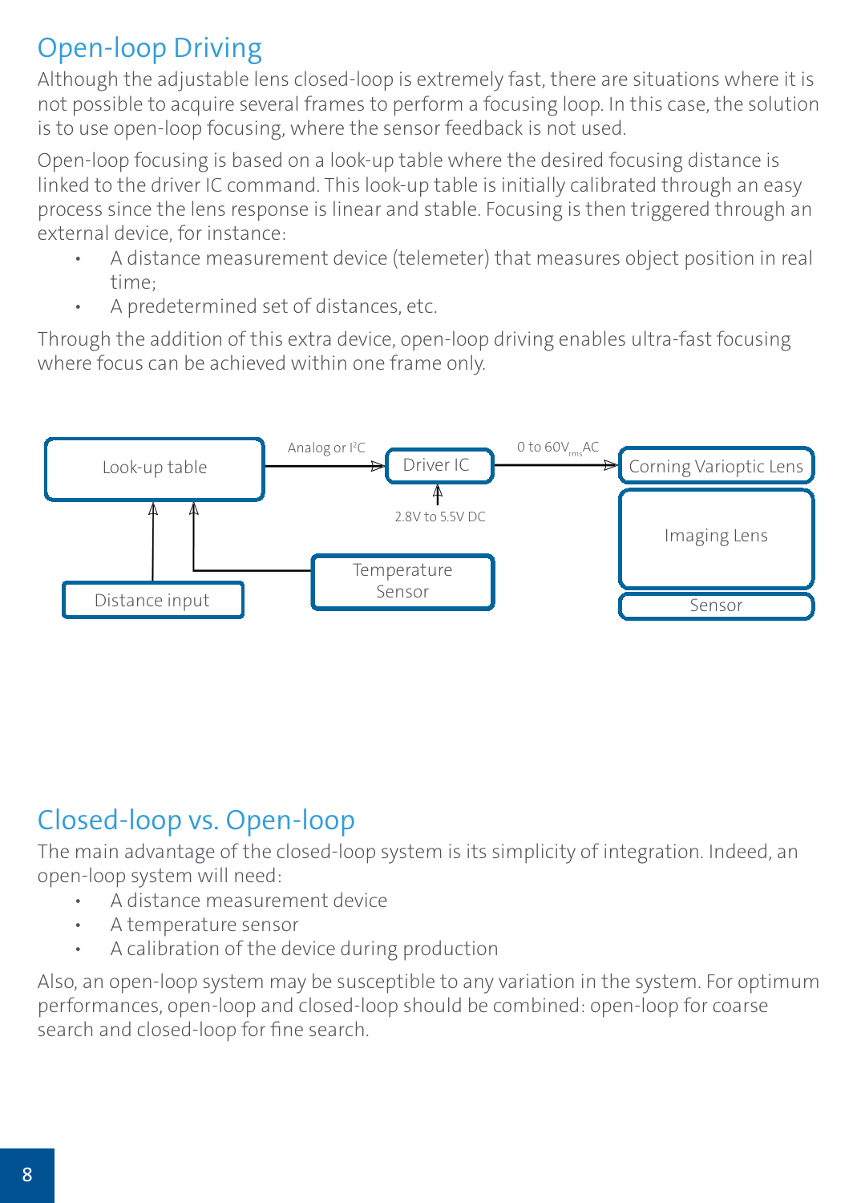## Open-loop Driving

Although the adjustable lens closed-loop is extremely fast, there are situations where it is not possible to acquire several frames to perform a focusing loop. In this case, the solution is to use open-loop focusing, where the sensor feedback is not used.

Open-loop focusing is based on a look-up table where the desired focusing distance is linked to the driver IC command. This look-up table is initially calibrated through an easy process since the lens response is linear and stable. Focusing is then triggered through an external device, for instance:

- A distance measurement device (telemeter) that measures object position in real time;
- A predetermined set of distances, etc.

Through the addition of this extra device, open-loop driving enables ultra-fast focusing where focus can be achieved within one frame only.

Look-up table

Analog or I²C

Driver IC

0 to 60V$_{rms}$ AC

Corning Varioptic Lens

2.8V to 5.5V DC

Imaging Lens

Temperature Sensor

Distance input

Sensor

## Closed-loop vs. Open-loop

The main advantage of the closed-loop system is its simplicity of integration. Indeed, an open-loop system will need:

- A distance measurement device
- A temperature sensor
- A calibration of the device during production

Also, an open-loop system may be susceptible to any variation in the system. For optimum performances, open-loop and closed-loop should be combined: open-loop for coarse search and closed-loop for fine search.